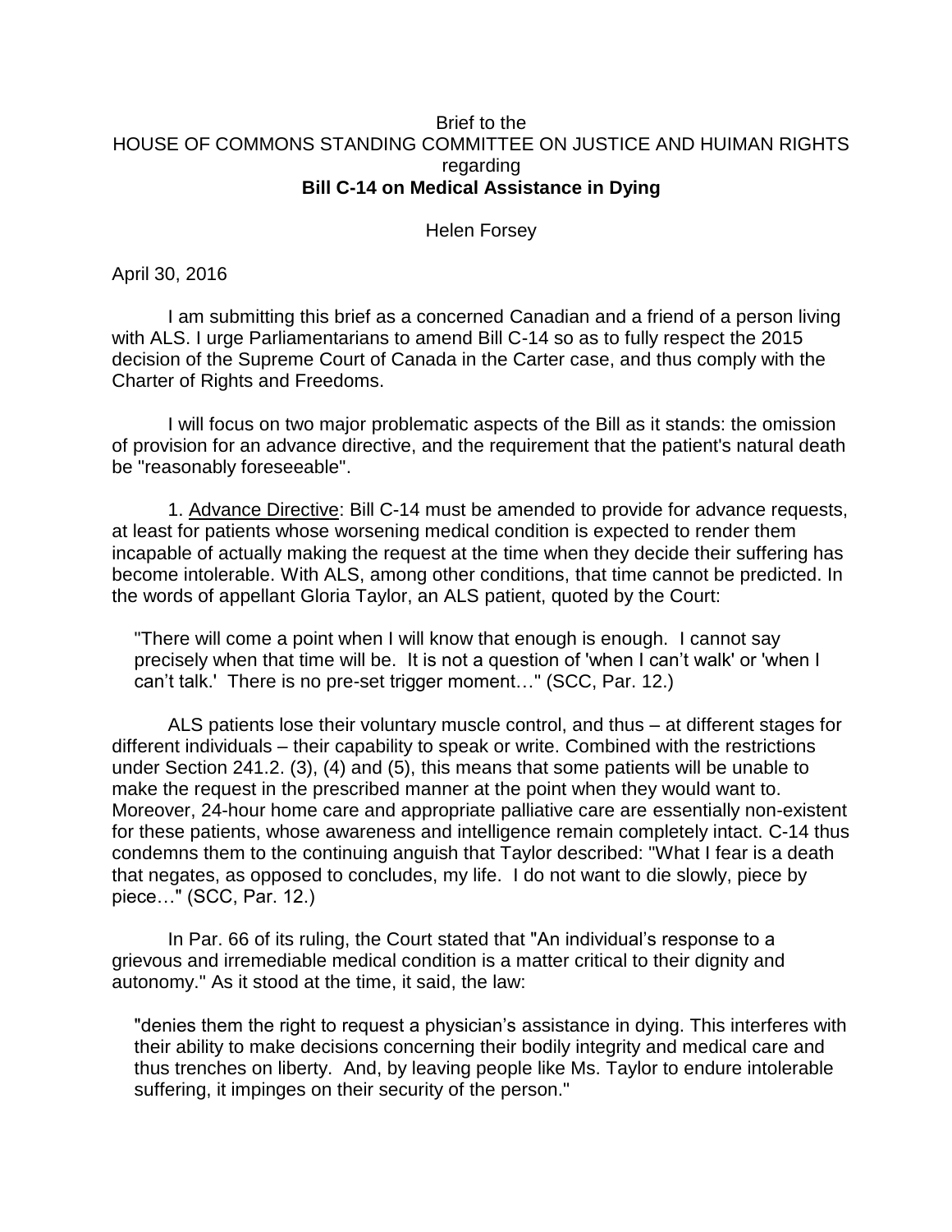Brief to the
HOUSE OF COMMONS STANDING COMMITTEE ON JUSTICE AND HUIMAN RIGHTS
regarding
**Bill C-14 on Medical Assistance in Dying**

Helen Forsey

April 30, 2016

I am submitting this brief as a concerned Canadian and a friend of a person living with ALS. I urge Parliamentarians to amend Bill C-14 so as to fully respect the 2015 decision of the Supreme Court of Canada in the Carter case, and thus comply with the Charter of Rights and Freedoms.

I will focus on two major problematic aspects of the Bill as it stands: the omission of provision for an advance directive, and the requirement that the patient's natural death be "reasonably foreseeable".

1. Advance Directive: Bill C-14 must be amended to provide for advance requests, at least for patients whose worsening medical condition is expected to render them incapable of actually making the request at the time when they decide their suffering has become intolerable. With ALS, among other conditions, that time cannot be predicted. In the words of appellant Gloria Taylor, an ALS patient, quoted by the Court:

> "There will come a point when I will know that enough is enough. I cannot say precisely when that time will be. It is not a question of 'when I can't walk' or 'when I can't talk.' There is no pre-set trigger moment…" (SCC, Par. 12.)

ALS patients lose their voluntary muscle control, and thus – at different stages for different individuals – their capability to speak or write. Combined with the restrictions under Section 241.2. (3), (4) and (5), this means that some patients will be unable to make the request in the prescribed manner at the point when they would want to. Moreover, 24-hour home care and appropriate palliative care are essentially non-existent for these patients, whose awareness and intelligence remain completely intact. C-14 thus condemns them to the continuing anguish that Taylor described: "What I fear is a death that negates, as opposed to concludes, my life. I do not want to die slowly, piece by piece…" (SCC, Par. 12.)

In Par. 66 of its ruling, the Court stated that "An individual's response to a grievous and irremediable medical condition is a matter critical to their dignity and autonomy." As it stood at the time, it said, the law:

> "denies them the right to request a physician's assistance in dying. This interferes with their ability to make decisions concerning their bodily integrity and medical care and thus trenches on liberty. And, by leaving people like Ms. Taylor to endure intolerable suffering, it impinges on their security of the person."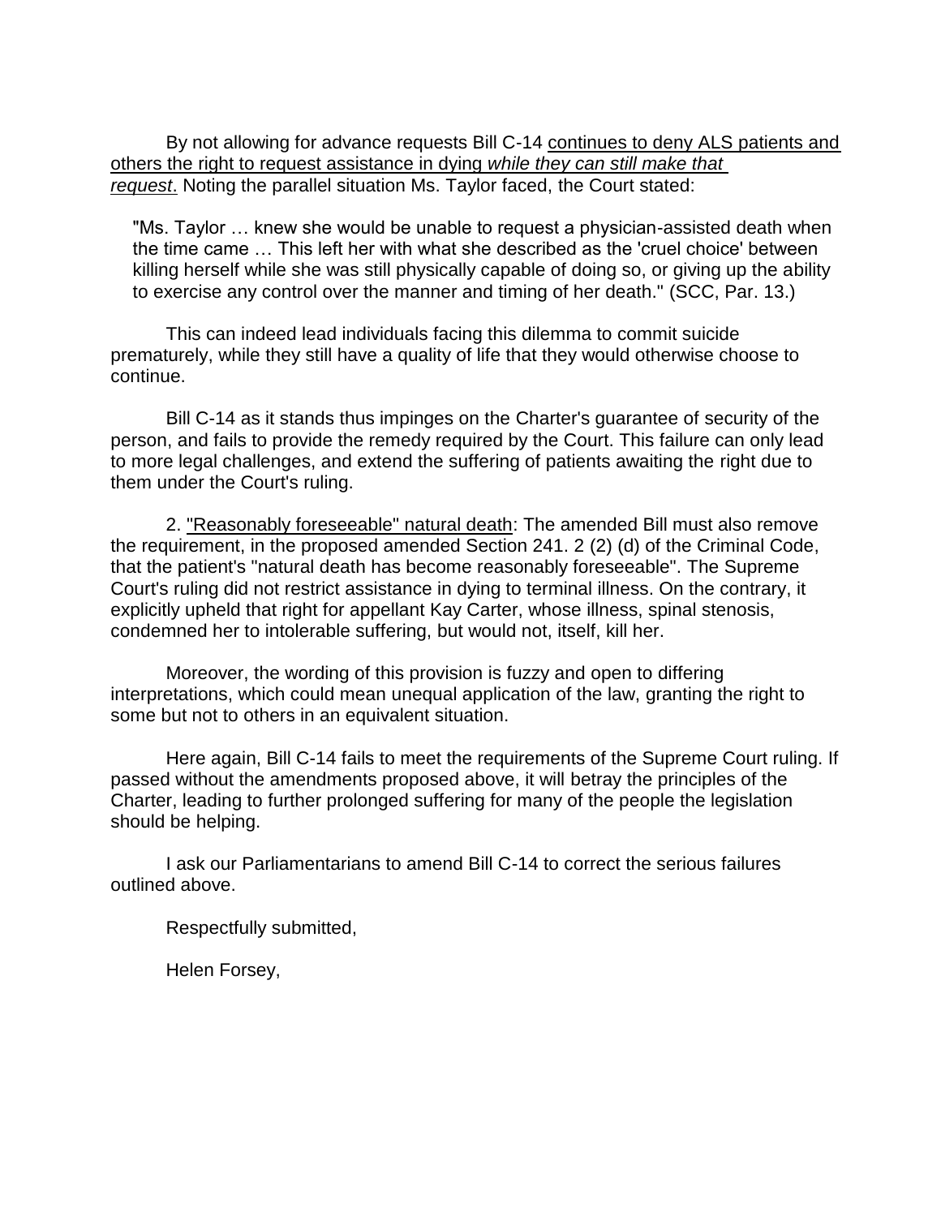By not allowing for advance requests Bill C-14 <u>continues to deny ALS patients and others the right to request assistance in dying *while they can still make that request*</u>. Noting the parallel situation Ms. Taylor faced, the Court stated:

> "Ms. Taylor … knew she would be unable to request a physician-assisted death when the time came … This left her with what she described as the 'cruel choice' between killing herself while she was still physically capable of doing so, or giving up the ability to exercise any control over the manner and timing of her death." (SCC, Par. 13.)

This can indeed lead individuals facing this dilemma to commit suicide prematurely, while they still have a quality of life that they would otherwise choose to continue.

Bill C-14 as it stands thus impinges on the Charter's guarantee of security of the person, and fails to provide the remedy required by the Court. This failure can only lead to more legal challenges, and extend the suffering of patients awaiting the right due to them under the Court's ruling.

2. <u>"Reasonably foreseeable" natural death</u>: The amended Bill must also remove the requirement, in the proposed amended Section 241. 2 (2) (d) of the Criminal Code, that the patient's "natural death has become reasonably foreseeable". The Supreme Court's ruling did not restrict assistance in dying to terminal illness. On the contrary, it explicitly upheld that right for appellant Kay Carter, whose illness, spinal stenosis, condemned her to intolerable suffering, but would not, itself, kill her.

Moreover, the wording of this provision is fuzzy and open to differing interpretations, which could mean unequal application of the law, granting the right to some but not to others in an equivalent situation.

Here again, Bill C-14 fails to meet the requirements of the Supreme Court ruling. If passed without the amendments proposed above, it will betray the principles of the Charter, leading to further prolonged suffering for many of the people the legislation should be helping.

I ask our Parliamentarians to amend Bill C-14 to correct the serious failures outlined above.

Respectfully submitted,

Helen Forsey,